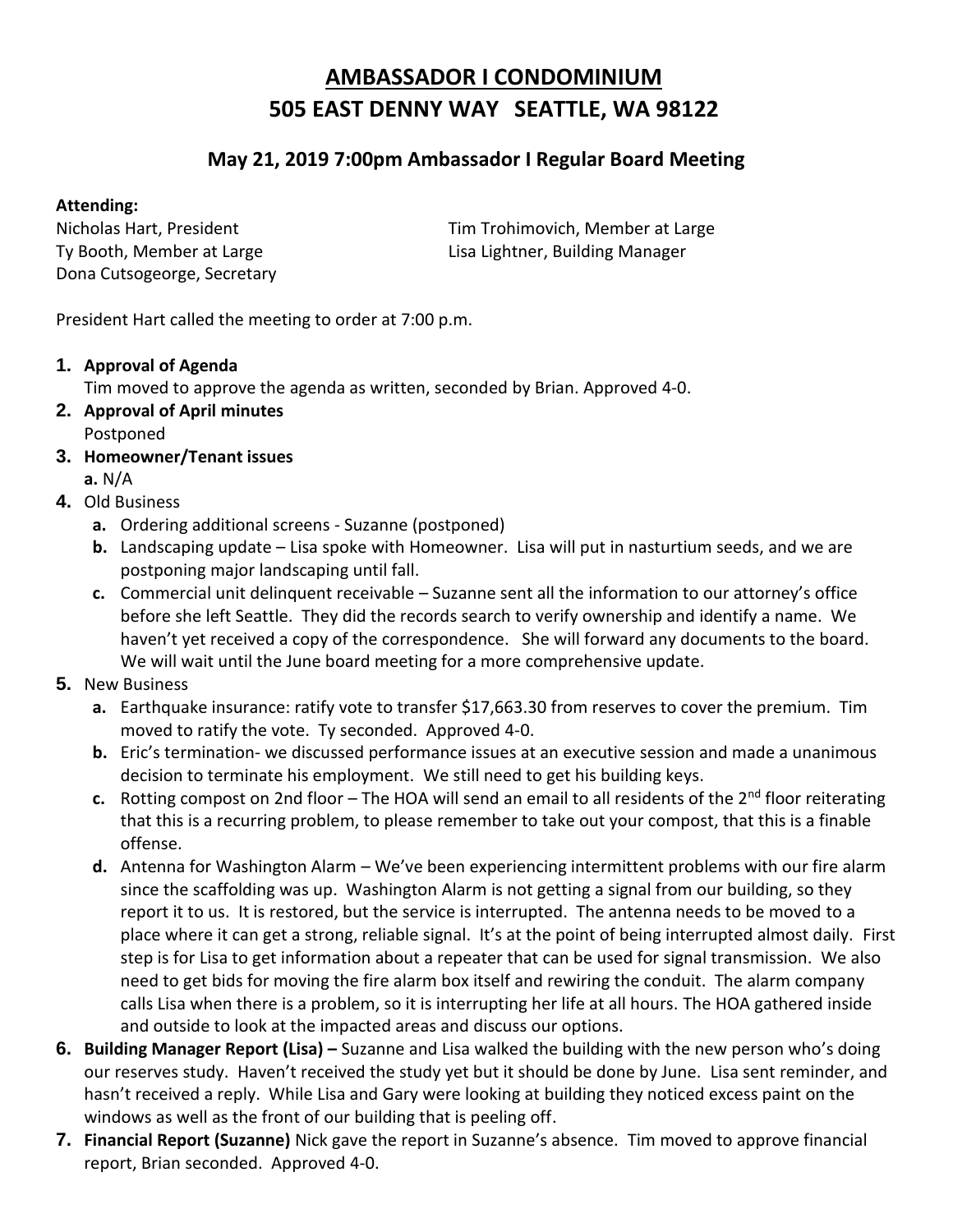# AMBASSADOR I CONDOMINIUM
# 505 EAST DENNY WAY SEATTLE, WA 98122

## May 21, 2019 7:00pm Ambassador I Regular Board Meeting

**Attending:**

Nicholas Hart, President
Ty Booth, Member at Large
Dona Cutsogeorge, Secretary
Tim Trohimovich, Member at Large
Lisa Lightner, Building Manager

President Hart called the meeting to order at 7:00 p.m.

1. **Approval of Agenda**
   Tim moved to approve the agenda as written, seconded by Brian. Approved 4-0.
2. **Approval of April minutes**
   Postponed
3. **Homeowner/Tenant issues**
   a. N/A
4. Old Business
   a. Ordering additional screens - Suzanne (postponed)
   b. Landscaping update – Lisa spoke with Homeowner. Lisa will put in nasturtium seeds, and we are postponing major landscaping until fall.
   c. Commercial unit delinquent receivable – Suzanne sent all the information to our attorney's office before she left Seattle. They did the records search to verify ownership and identify a name. We haven't yet received a copy of the correspondence. She will forward any documents to the board. We will wait until the June board meeting for a more comprehensive update.
5. New Business
   a. Earthquake insurance: ratify vote to transfer $17,663.30 from reserves to cover the premium. Tim moved to ratify the vote. Ty seconded. Approved 4-0.
   b. Eric's termination- we discussed performance issues at an executive session and made a unanimous decision to terminate his employment. We still need to get his building keys.
   c. Rotting compost on 2nd floor – The HOA will send an email to all residents of the 2nd floor reiterating that this is a recurring problem, to please remember to take out your compost, that this is a finable offense.
   d. Antenna for Washington Alarm – We've been experiencing intermittent problems with our fire alarm since the scaffolding was up. Washington Alarm is not getting a signal from our building, so they report it to us. It is restored, but the service is interrupted. The antenna needs to be moved to a place where it can get a strong, reliable signal. It's at the point of being interrupted almost daily. First step is for Lisa to get information about a repeater that can be used for signal transmission. We also need to get bids for moving the fire alarm box itself and rewiring the conduit. The alarm company calls Lisa when there is a problem, so it is interrupting her life at all hours. The HOA gathered inside and outside to look at the impacted areas and discuss our options.
6. **Building Manager Report (Lisa) –** Suzanne and Lisa walked the building with the new person who's doing our reserves study. Haven't received the study yet but it should be done by June. Lisa sent reminder, and hasn't received a reply. While Lisa and Gary were looking at building they noticed excess paint on the windows as well as the front of our building that is peeling off.
7. **Financial Report (Suzanne)** Nick gave the report in Suzanne's absence. Tim moved to approve financial report, Brian seconded. Approved 4-0.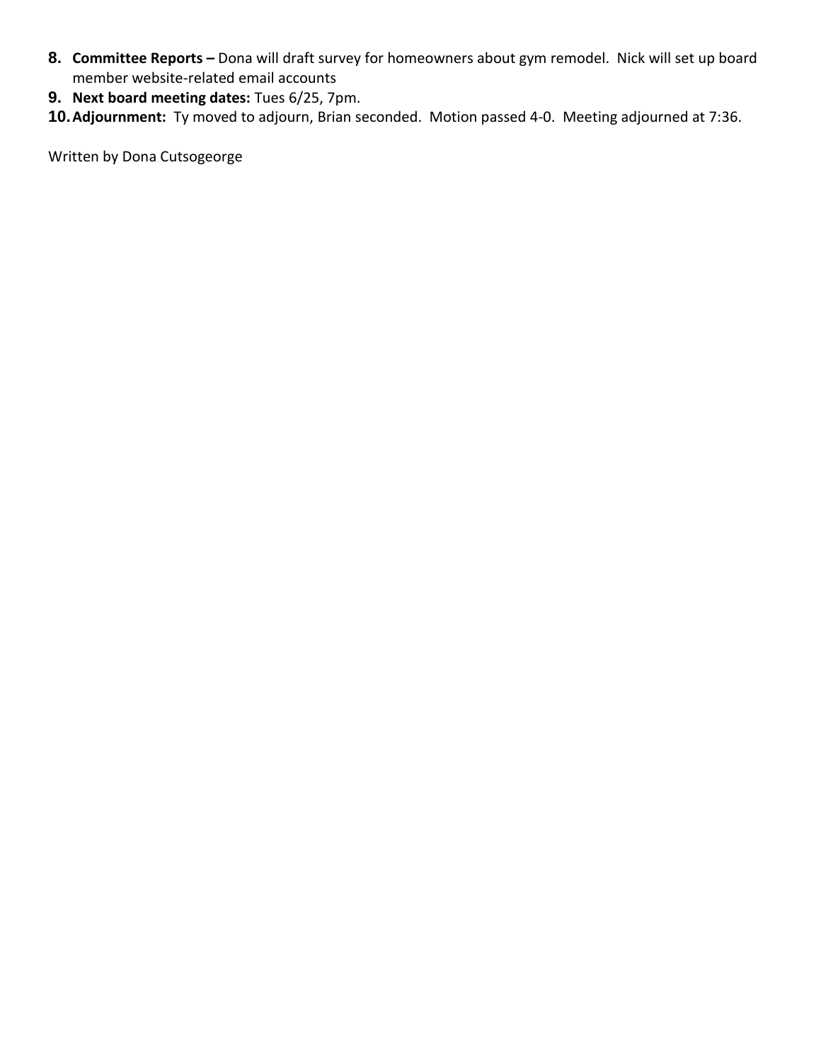8. **Committee Reports –** Dona will draft survey for homeowners about gym remodel. Nick will set up board member website-related email accounts
9. **Next board meeting dates:** Tues 6/25, 7pm.
10. **Adjournment:** Ty moved to adjourn, Brian seconded. Motion passed 4-0. Meeting adjourned at 7:36.

Written by Dona Cutsogeorge